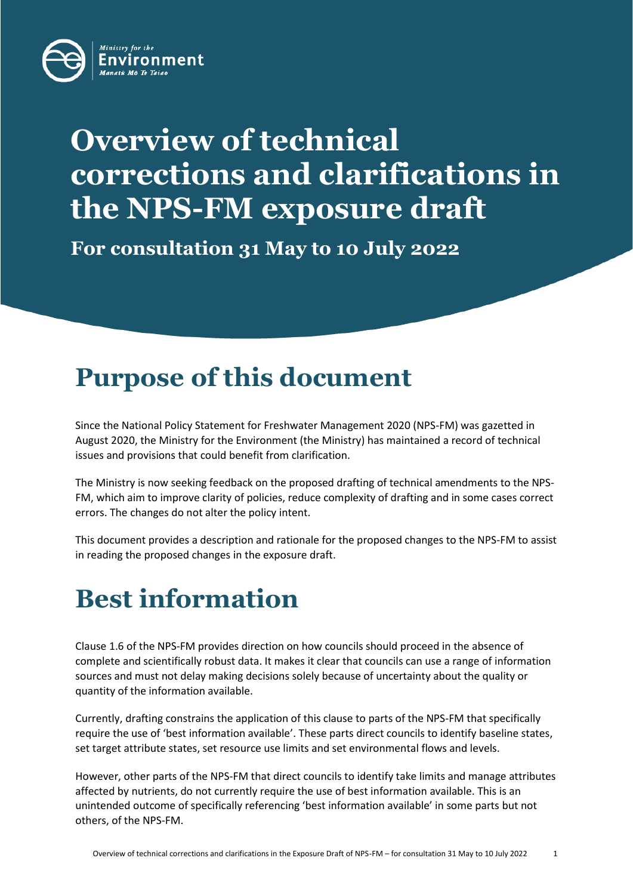# Overview of technical corrections and clarifications in the NPS-FM exposure draft

**For consultation 31 May to 10 July 2022**

## Purpose of this document

Since the National Policy Statement for Freshwater Management 2020 (NPS-FM) was gazetted in August 2020, the Ministry for the Environment (the Ministry) has maintained a record of technical issues and provisions that could benefit from clarification.

The Ministry is now seeking feedback on the proposed drafting of technical amendments to the NPS-FM, which aim to improve clarity of policies, reduce complexity of drafting and in some cases correct errors. The changes do not alter the policy intent.

This document provides a description and rationale for the proposed changes to the NPS-FM to assist in reading the proposed changes in the exposure draft.

## Best information

Clause 1.6 of the NPS-FM provides direction on how councils should proceed in the absence of complete and scientifically robust data. It makes it clear that councils can use a range of information sources and must not delay making decisions solely because of uncertainty about the quality or quantity of the information available.

Currently, drafting constrains the application of this clause to parts of the NPS-FM that specifically require the use of 'best information available'. These parts direct councils to identify baseline states, set target attribute states, set resource use limits and set environmental flows and levels.

However, other parts of the NPS-FM that direct councils to identify take limits and manage attributes affected by nutrients, do not currently require the use of best information available. This is an unintended outcome of specifically referencing 'best information available' in some parts but not others, of the NPS-FM.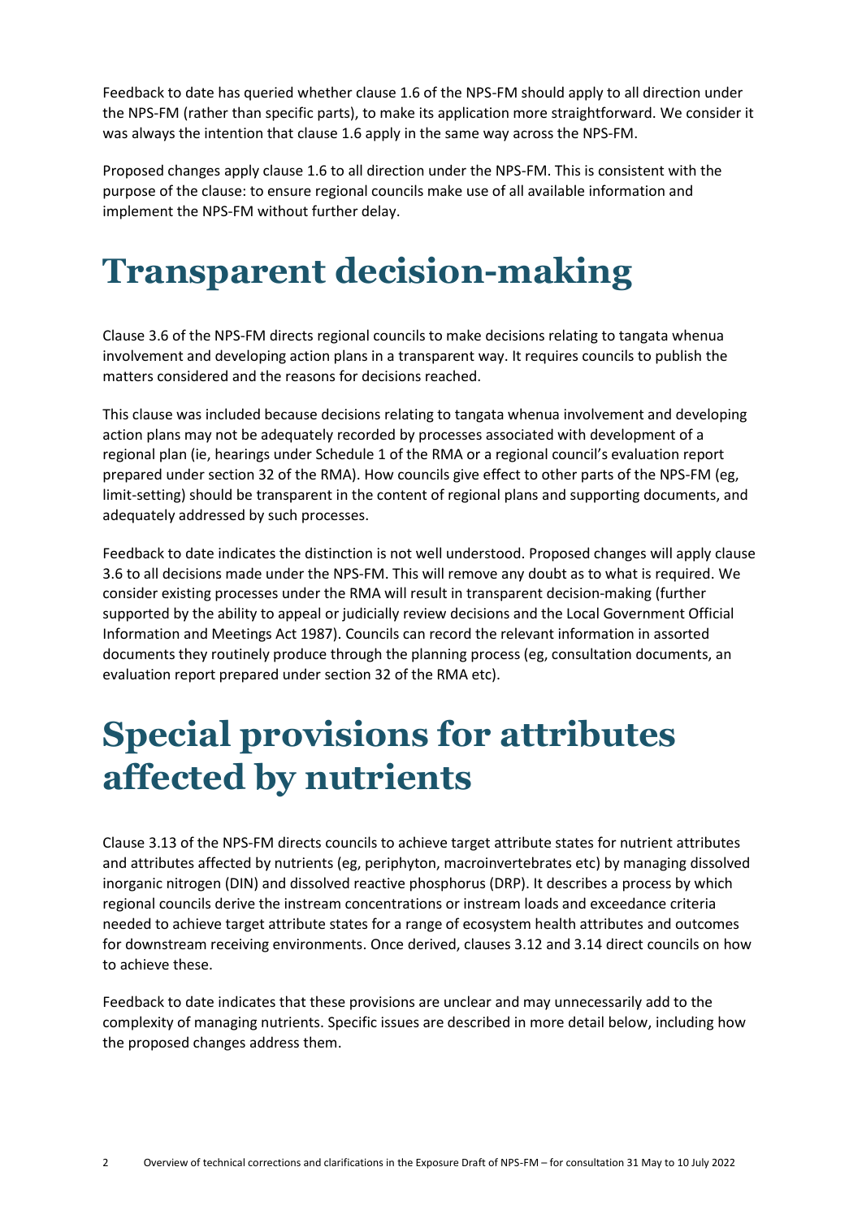Feedback to date has queried whether clause 1.6 of the NPS-FM should apply to all direction under the NPS-FM (rather than specific parts), to make its application more straightforward. We consider it was always the intention that clause 1.6 apply in the same way across the NPS-FM.

Proposed changes apply clause 1.6 to all direction under the NPS-FM. This is consistent with the purpose of the clause: to ensure regional councils make use of all available information and implement the NPS-FM without further delay.

# Transparent decision-making

Clause 3.6 of the NPS-FM directs regional councils to make decisions relating to tangata whenua involvement and developing action plans in a transparent way. It requires councils to publish the matters considered and the reasons for decisions reached.

This clause was included because decisions relating to tangata whenua involvement and developing action plans may not be adequately recorded by processes associated with development of a regional plan (ie, hearings under Schedule 1 of the RMA or a regional council's evaluation report prepared under section 32 of the RMA). How councils give effect to other parts of the NPS-FM (eg, limit-setting) should be transparent in the content of regional plans and supporting documents, and adequately addressed by such processes.

Feedback to date indicates the distinction is not well understood. Proposed changes will apply clause 3.6 to all decisions made under the NPS-FM. This will remove any doubt as to what is required. We consider existing processes under the RMA will result in transparent decision-making (further supported by the ability to appeal or judicially review decisions and the Local Government Official Information and Meetings Act 1987). Councils can record the relevant information in assorted documents they routinely produce through the planning process (eg, consultation documents, an evaluation report prepared under section 32 of the RMA etc).

# Special provisions for attributes affected by nutrients

Clause 3.13 of the NPS-FM directs councils to achieve target attribute states for nutrient attributes and attributes affected by nutrients (eg, periphyton, macroinvertebrates etc) by managing dissolved inorganic nitrogen (DIN) and dissolved reactive phosphorus (DRP). It describes a process by which regional councils derive the instream concentrations or instream loads and exceedance criteria needed to achieve target attribute states for a range of ecosystem health attributes and outcomes for downstream receiving environments. Once derived, clauses 3.12 and 3.14 direct councils on how to achieve these.

Feedback to date indicates that these provisions are unclear and may unnecessarily add to the complexity of managing nutrients. Specific issues are described in more detail below, including how the proposed changes address them.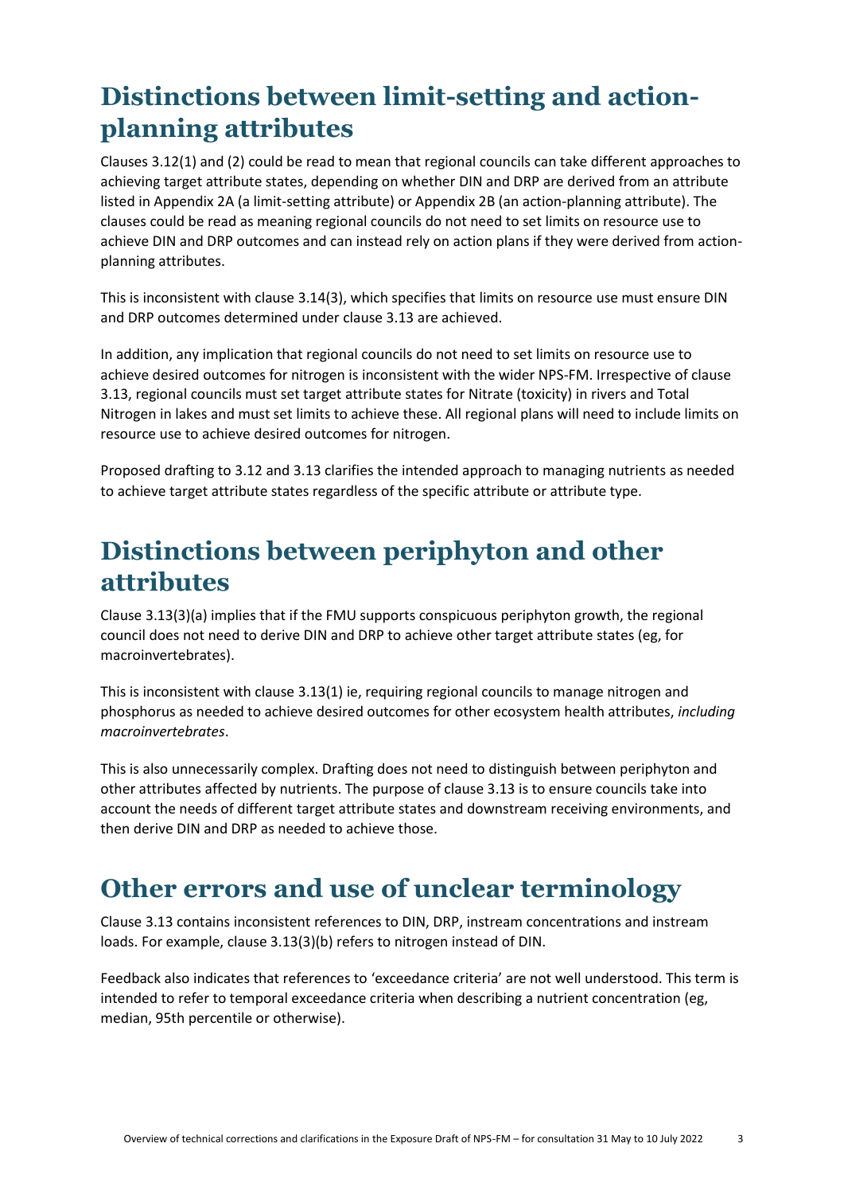## Distinctions between limit-setting and action-planning attributes

Clauses 3.12(1) and (2) could be read to mean that regional councils can take different approaches to achieving target attribute states, depending on whether DIN and DRP are derived from an attribute listed in Appendix 2A (a limit-setting attribute) or Appendix 2B (an action-planning attribute). The clauses could be read as meaning regional councils do not need to set limits on resource use to achieve DIN and DRP outcomes and can instead rely on action plans if they were derived from action-planning attributes.

This is inconsistent with clause 3.14(3), which specifies that limits on resource use must ensure DIN and DRP outcomes determined under clause 3.13 are achieved.

In addition, any implication that regional councils do not need to set limits on resource use to achieve desired outcomes for nitrogen is inconsistent with the wider NPS-FM. Irrespective of clause 3.13, regional councils must set target attribute states for Nitrate (toxicity) in rivers and Total Nitrogen in lakes and must set limits to achieve these. All regional plans will need to include limits on resource use to achieve desired outcomes for nitrogen.

Proposed drafting to 3.12 and 3.13 clarifies the intended approach to managing nutrients as needed to achieve target attribute states regardless of the specific attribute or attribute type.

## Distinctions between periphyton and other attributes

Clause 3.13(3)(a) implies that if the FMU supports conspicuous periphyton growth, the regional council does not need to derive DIN and DRP to achieve other target attribute states (eg, for macroinvertebrates).

This is inconsistent with clause 3.13(1) ie, requiring regional councils to manage nitrogen and phosphorus as needed to achieve desired outcomes for other ecosystem health attributes, *including macroinvertebrates*.

This is also unnecessarily complex. Drafting does not need to distinguish between periphyton and other attributes affected by nutrients. The purpose of clause 3.13 is to ensure councils take into account the needs of different target attribute states and downstream receiving environments, and then derive DIN and DRP as needed to achieve those.

## Other errors and use of unclear terminology

Clause 3.13 contains inconsistent references to DIN, DRP, instream concentrations and instream loads. For example, clause 3.13(3)(b) refers to nitrogen instead of DIN.

Feedback also indicates that references to 'exceedance criteria' are not well understood. This term is intended to refer to temporal exceedance criteria when describing a nutrient concentration (eg, median, 95th percentile or otherwise).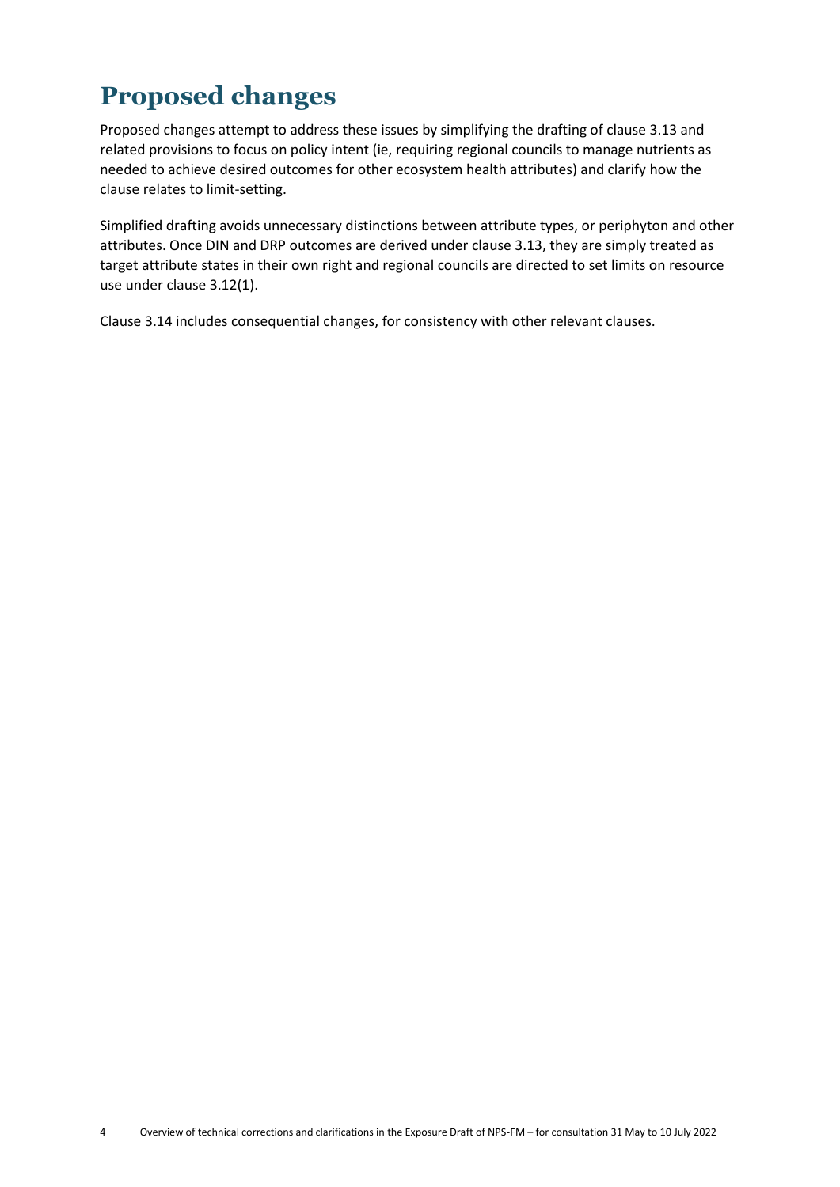# Proposed changes

Proposed changes attempt to address these issues by simplifying the drafting of clause 3.13 and related provisions to focus on policy intent (ie, requiring regional councils to manage nutrients as needed to achieve desired outcomes for other ecosystem health attributes) and clarify how the clause relates to limit-setting.

Simplified drafting avoids unnecessary distinctions between attribute types, or periphyton and other attributes. Once DIN and DRP outcomes are derived under clause 3.13, they are simply treated as target attribute states in their own right and regional councils are directed to set limits on resource use under clause 3.12(1).

Clause 3.14 includes consequential changes, for consistency with other relevant clauses.